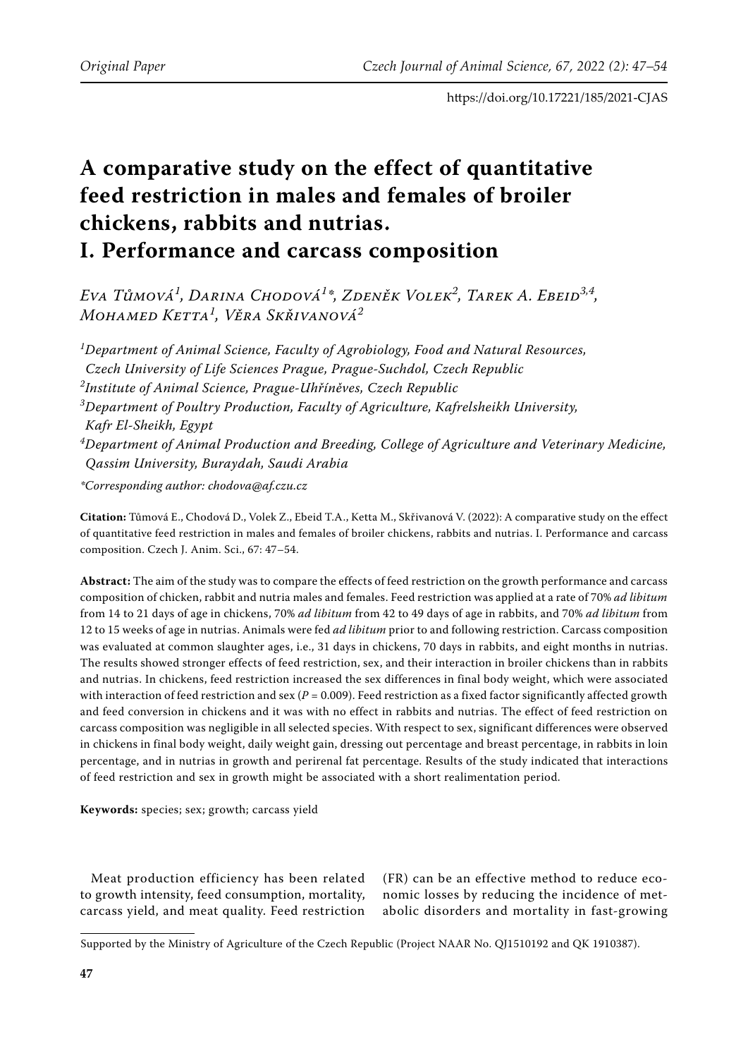# A comparative study on the effect of quantitative feed restriction in males and females of broiler chickens, rabbits and nutrias. I. Performance and carcass composition

*Eva Tůmová[1], Darina Chodová[1]\*, Zdeněk Volek[2], Tarek A. Ebeid[3,4], Mohamed Ketta[1], Věra Skřivanová[2]*

[1]Department of Animal Science, Faculty of Agrobiology, Food and Natural Resources, Czech University of Life Sciences Prague, Prague-Suchdol, Czech Republic

[2]Institute of Animal Science, Prague-Uhříněves, Czech Republic

[3]Department of Poultry Production, Faculty of Agriculture, Kafrelsheikh University, Kafr El-Sheikh, Egypt

[4]Department of Animal Production and Breeding, College of Agriculture and Veterinary Medicine, Qassim University, Buraydah, Saudi Arabia

*\*Corresponding author: chodova@af.czu.cz*

**Citation:** Tůmová E., Chodová D., Volek Z., Ebeid T.A., Ketta M., Skřivanová V. (2022): A comparative study on the effect of quantitative feed restriction in males and females of broiler chickens, rabbits and nutrias. I. Performance and carcass composition. Czech J. Anim. Sci., 67: 47–54.

**Abstract:** The aim of the study was to compare the effects of feed restriction on the growth performance and carcass composition of chicken, rabbit and nutria males and females. Feed restriction was applied at a rate of 70% *ad libitum* from 14 to 21 days of age in chickens, 70% *ad libitum* from 42 to 49 days of age in rabbits, and 70% *ad libitum* from 12 to 15 weeks of age in nutrias. Animals were fed *ad libitum* prior to and following restriction. Carcass composition was evaluated at common slaughter ages, i.e., 31 days in chickens, 70 days in rabbits, and eight months in nutrias. The results showed stronger effects of feed restriction, sex, and their interaction in broiler chickens than in rabbits and nutrias. In chickens, feed restriction increased the sex differences in final body weight, which were associated with interaction of feed restriction and sex ($P = 0.009$). Feed restriction as a fixed factor significantly affected growth and feed conversion in chickens and it was with no effect in rabbits and nutrias. The effect of feed restriction on carcass composition was negligible in all selected species. With respect to sex, significant differences were observed in chickens in final body weight, daily weight gain, dressing out percentage and breast percentage, in rabbits in loin percentage, and in nutrias in growth and perirenal fat percentage. Results of the study indicated that interactions of feed restriction and sex in growth might be associated with a short realimentation period.

**Keywords:** species; sex; growth; carcass yield

Meat production efficiency has been related to growth intensity, feed consumption, mortality, carcass yield, and meat quality. Feed restriction (FR) can be an effective method to reduce economic losses by reducing the incidence of metabolic disorders and mortality in fast-growing

Supported by the Ministry of Agriculture of the Czech Republic (Project NAAR No. QJ1510192 and QK 1910387).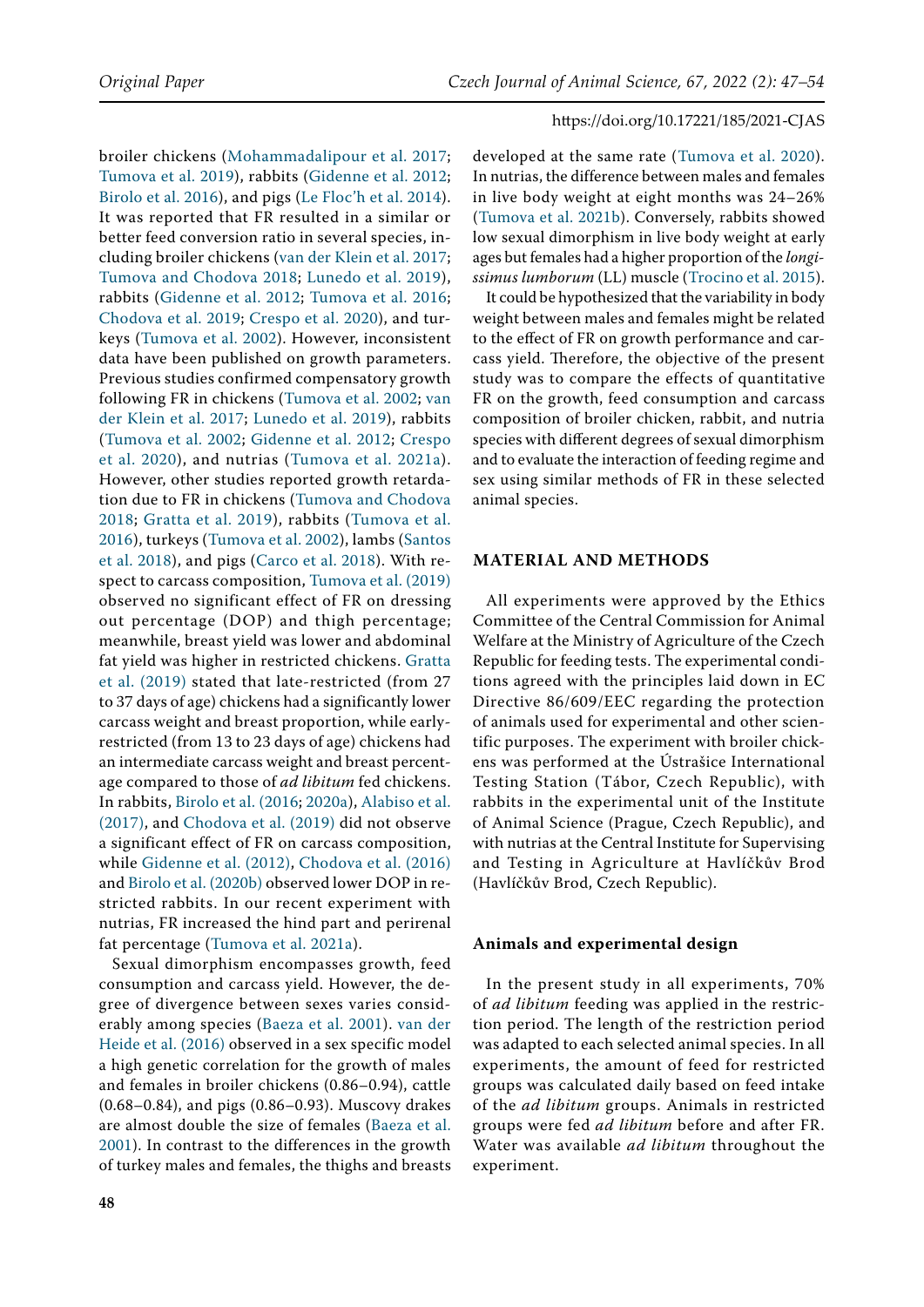broiler chickens (Mohammadalipour et al. 2017; Tumova et al. 2019), rabbits (Gidenne et al. 2012; Birolo et al. 2016), and pigs (Le Floc'h et al. 2014). It was reported that FR resulted in a similar or better feed conversion ratio in several species, including broiler chickens (van der Klein et al. 2017; Tumova and Chodova 2018; Lunedo et al. 2019), rabbits (Gidenne et al. 2012; Tumova et al. 2016; Chodova et al. 2019; Crespo et al. 2020), and turkeys (Tumova et al. 2002). However, inconsistent data have been published on growth parameters. Previous studies confirmed compensatory growth following FR in chickens (Tumova et al. 2002; van der Klein et al. 2017; Lunedo et al. 2019), rabbits (Tumova et al. 2002; Gidenne et al. 2012; Crespo et al. 2020), and nutrias (Tumova et al. 2021a). However, other studies reported growth retardation due to FR in chickens (Tumova and Chodova 2018; Gratta et al. 2019), rabbits (Tumova et al. 2016), turkeys (Tumova et al. 2002), lambs (Santos et al. 2018), and pigs (Carco et al. 2018). With respect to carcass composition, Tumova et al. (2019) observed no significant effect of FR on dressing out percentage (DOP) and thigh percentage; meanwhile, breast yield was lower and abdominal fat yield was higher in restricted chickens. Gratta et al. (2019) stated that late-restricted (from 27 to 37 days of age) chickens had a significantly lower carcass weight and breast proportion, while early-restricted (from 13 to 23 days of age) chickens had an intermediate carcass weight and breast percentage compared to those of *ad libitum* fed chickens. In rabbits, Birolo et al. (2016; 2020a), Alabiso et al. (2017), and Chodova et al. (2019) did not observe a significant effect of FR on carcass composition, while Gidenne et al. (2012), Chodova et al. (2016) and Birolo et al. (2020b) observed lower DOP in restricted rabbits. In our recent experiment with nutrias, FR increased the hind part and perirenal fat percentage (Tumova et al. 2021a).

Sexual dimorphism encompasses growth, feed consumption and carcass yield. However, the degree of divergence between sexes varies considerably among species (Baeza et al. 2001). van der Heide et al. (2016) observed in a sex specific model a high genetic correlation for the growth of males and females in broiler chickens (0.86–0.94), cattle (0.68–0.84), and pigs (0.86–0.93). Muscovy drakes are almost double the size of females (Baeza et al. 2001). In contrast to the differences in the growth of turkey males and females, the thighs and breasts developed at the same rate (Tumova et al. 2020). In nutrias, the difference between males and females in live body weight at eight months was 24–26% (Tumova et al. 2021b). Conversely, rabbits showed low sexual dimorphism in live body weight at early ages but females had a higher proportion of the *longissimus lumborum* (LL) muscle (Trocino et al. 2015).

It could be hypothesized that the variability in body weight between males and females might be related to the effect of FR on growth performance and carcass yield. Therefore, the objective of the present study was to compare the effects of quantitative FR on the growth, feed consumption and carcass composition of broiler chicken, rabbit, and nutria species with different degrees of sexual dimorphism and to evaluate the interaction of feeding regime and sex using similar methods of FR in these selected animal species.

## MATERIAL AND METHODS

All experiments were approved by the Ethics Committee of the Central Commission for Animal Welfare at the Ministry of Agriculture of the Czech Republic for feeding tests. The experimental conditions agreed with the principles laid down in EC Directive 86/609/EEC regarding the protection of animals used for experimental and other scientific purposes. The experiment with broiler chickens was performed at the Ústrašice International Testing Station (Tábor, Czech Republic), with rabbits in the experimental unit of the Institute of Animal Science (Prague, Czech Republic), and with nutrias at the Central Institute for Supervising and Testing in Agriculture at Havlíčkův Brod (Havlíčkův Brod, Czech Republic).

### Animals and experimental design

In the present study in all experiments, 70% of *ad libitum* feeding was applied in the restriction period. The length of the restriction period was adapted to each selected animal species. In all experiments, the amount of feed for restricted groups was calculated daily based on feed intake of the *ad libitum* groups. Animals in restricted groups were fed *ad libitum* before and after FR. Water was available *ad libitum* throughout the experiment.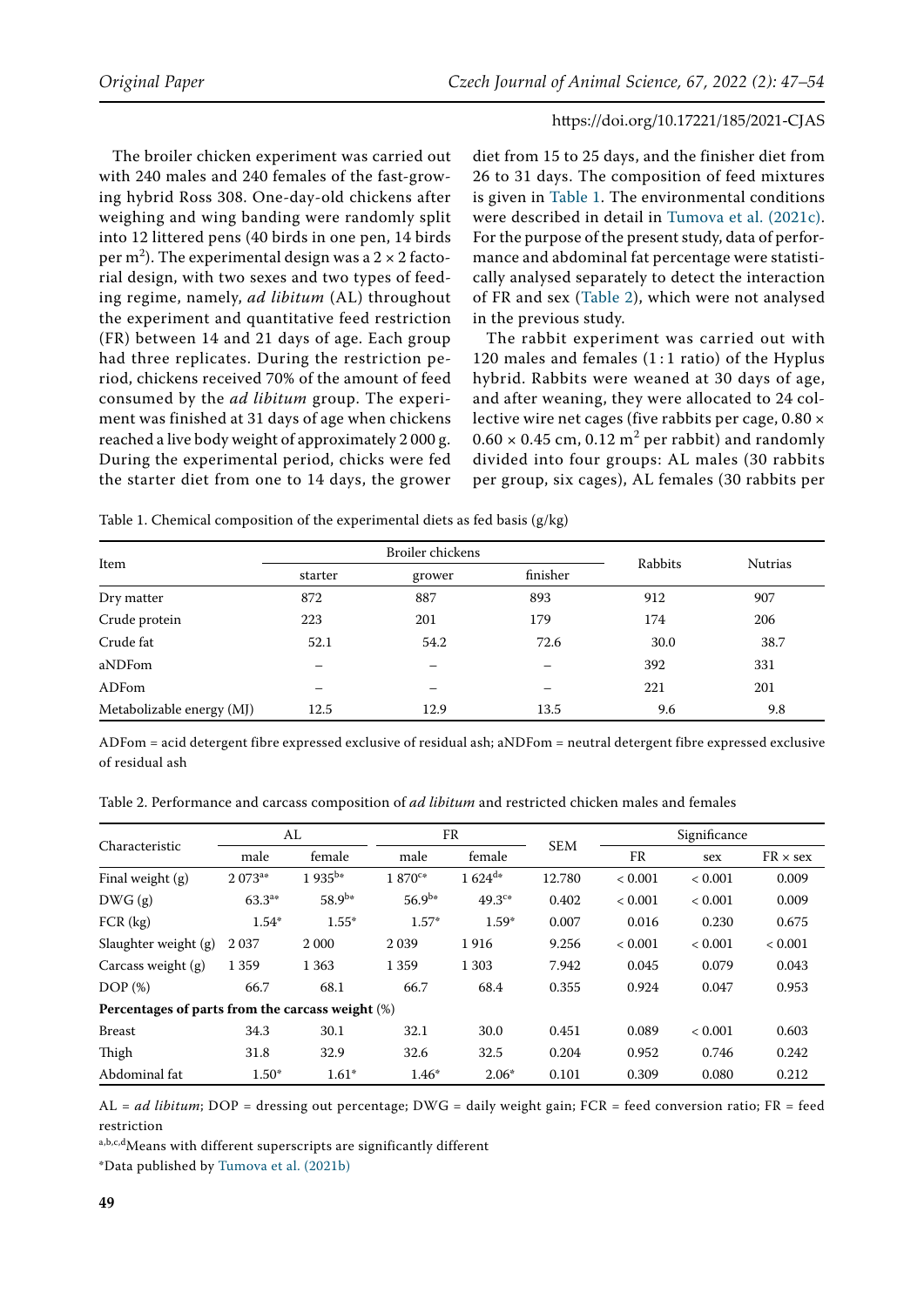The broiler chicken experiment was carried out with 240 males and 240 females of the fast-growing hybrid Ross 308. One-day-old chickens after weighing and wing banding were randomly split into 12 littered pens (40 birds in one pen, 14 birds per m$^2$). The experimental design was a 2 × 2 factorial design, with two sexes and two types of feeding regime, namely, *ad libitum* (AL) throughout the experiment and quantitative feed restriction (FR) between 14 and 21 days of age. Each group had three replicates. During the restriction period, chickens received 70% of the amount of feed consumed by the *ad libitum* group. The experiment was finished at 31 days of age when chickens reached a live body weight of approximately 2 000 g. During the experimental period, chicks were fed the starter diet from one to 14 days, the grower diet from 15 to 25 days, and the finisher diet from 26 to 31 days. The composition of feed mixtures is given in Table 1. The environmental conditions were described in detail in Tumova et al. (2021c). For the purpose of the present study, data of performance and abdominal fat percentage were statistically analysed separately to detect the interaction of FR and sex (Table 2), which were not analysed in the previous study.

The rabbit experiment was carried out with 120 males and females (1 : 1 ratio) of the Hyplus hybrid. Rabbits were weaned at 30 days of age, and after weaning, they were allocated to 24 collective wire net cages (five rabbits per cage, 0.80 × 0.60 × 0.45 cm, 0.12 m$^2$ per rabbit) and randomly divided into four groups: AL males (30 rabbits per group, six cages), AL females (30 rabbits per

Table 1. Chemical composition of the experimental diets as fed basis (g/kg)

| Item | Broiler chickens | | | Rabbits | Nutrias |
|---|---|---|---|---|---|
| | starter | grower | finisher | | |
| Dry matter | 872 | 887 | 893 | 912 | 907 |
| Crude protein | 223 | 201 | 179 | 174 | 206 |
| Crude fat | 52.1 | 54.2 | 72.6 | 30.0 | 38.7 |
| aNDFom | – | – | – | 392 | 331 |
| ADFom | – | – | – | 221 | 201 |
| Metabolizable energy (MJ) | 12.5 | 12.9 | 13.5 | 9.6 | 9.8 |

ADFom = acid detergent fibre expressed exclusive of residual ash; aNDFom = neutral detergent fibre expressed exclusive of residual ash

Table 2. Performance and carcass composition of *ad libitum* and restricted chicken males and females

| Characteristic | AL | | FR | | SEM | Significance | | |
|---|---|---|---|---|---|---|---|---|
| | male | female | male | female | | FR | sex | FR × sex |
| Final weight (g) | 2 073[a]* | 1 935[b]* | 1 870[c]* | 1 624[d]* | 12.780 | < 0.001 | < 0.001 | 0.009 |
| DWG (g) | 63.3[a]* | 58.9[b]* | 56.9[b]* | 49.3[c]* | 0.402 | < 0.001 | < 0.001 | 0.009 |
| FCR (kg) | 1.54* | 1.55* | 1.57* | 1.59* | 0.007 | 0.016 | 0.230 | 0.675 |
| Slaughter weight (g) | 2 037 | 2 000 | 2 039 | 1 916 | 9.256 | < 0.001 | < 0.001 | < 0.001 |
| Carcass weight (g) | 1 359 | 1 363 | 1 359 | 1 303 | 7.942 | 0.045 | 0.079 | 0.043 |
| DOP (%) | 66.7 | 68.1 | 66.7 | 68.4 | 0.355 | 0.924 | 0.047 | 0.953 |
| **Percentages of parts from the carcass weight** (%) | | | | | | | | |
| Breast | 34.3 | 30.1 | 32.1 | 30.0 | 0.451 | 0.089 | < 0.001 | 0.603 |
| Thigh | 31.8 | 32.9 | 32.6 | 32.5 | 0.204 | 0.952 | 0.746 | 0.242 |
| Abdominal fat | 1.50* | 1.61* | 1.46* | 2.06* | 0.101 | 0.309 | 0.080 | 0.212 |

AL = *ad libitum*; DOP = dressing out percentage; DWG = daily weight gain; FCR = feed conversion ratio; FR = feed restriction

[a,b,c,d]Means with different superscripts are significantly different

*Data published by Tumova et al. (2021b)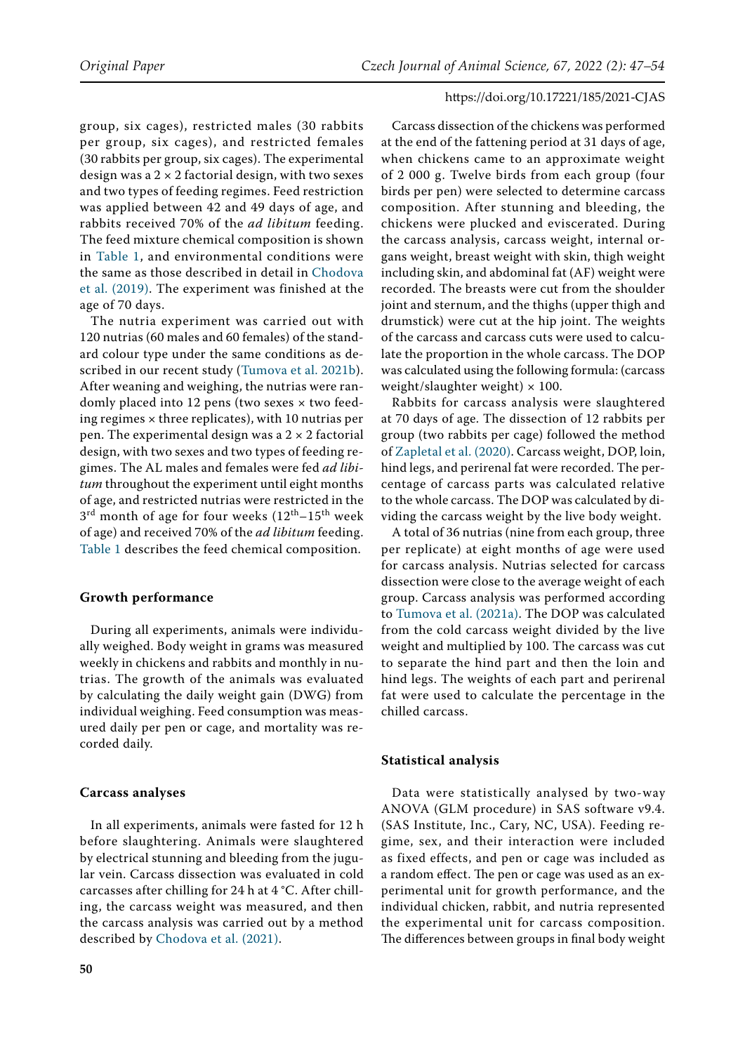group, six cages), restricted males (30 rabbits per group, six cages), and restricted females (30 rabbits per group, six cages). The experimental design was a 2 × 2 factorial design, with two sexes and two types of feeding regimes. Feed restriction was applied between 42 and 49 days of age, and rabbits received 70% of the *ad libitum* feeding. The feed mixture chemical composition is shown in Table 1, and environmental conditions were the same as those described in detail in Chodova et al. (2019). The experiment was finished at the age of 70 days.

The nutria experiment was carried out with 120 nutrias (60 males and 60 females) of the standard colour type under the same conditions as described in our recent study (Tumova et al. 2021b). After weaning and weighing, the nutrias were randomly placed into 12 pens (two sexes × two feeding regimes × three replicates), with 10 nutrias per pen. The experimental design was a 2 × 2 factorial design, with two sexes and two types of feeding regimes. The AL males and females were fed *ad libitum* throughout the experiment until eight months of age, and restricted nutrias were restricted in the 3rd month of age for four weeks (12th–15th week of age) and received 70% of the *ad libitum* feeding. Table 1 describes the feed chemical composition.

### Growth performance

During all experiments, animals were individually weighed. Body weight in grams was measured weekly in chickens and rabbits and monthly in nutrias. The growth of the animals was evaluated by calculating the daily weight gain (DWG) from individual weighing. Feed consumption was measured daily per pen or cage, and mortality was recorded daily.

### Carcass analyses

In all experiments, animals were fasted for 12 h before slaughtering. Animals were slaughtered by electrical stunning and bleeding from the jugular vein. Carcass dissection was evaluated in cold carcasses after chilling for 24 h at 4 °C. After chilling, the carcass weight was measured, and then the carcass analysis was carried out by a method described by Chodova et al. (2021).

Carcass dissection of the chickens was performed at the end of the fattening period at 31 days of age, when chickens came to an approximate weight of 2 000 g. Twelve birds from each group (four birds per pen) were selected to determine carcass composition. After stunning and bleeding, the chickens were plucked and eviscerated. During the carcass analysis, carcass weight, internal organs weight, breast weight with skin, thigh weight including skin, and abdominal fat (AF) weight were recorded. The breasts were cut from the shoulder joint and sternum, and the thighs (upper thigh and drumstick) were cut at the hip joint. The weights of the carcass and carcass cuts were used to calculate the proportion in the whole carcass. The DOP was calculated using the following formula: (carcass weight/slaughter weight) × 100.

Rabbits for carcass analysis were slaughtered at 70 days of age. The dissection of 12 rabbits per group (two rabbits per cage) followed the method of Zapletal et al. (2020). Carcass weight, DOP, loin, hind legs, and perirenal fat were recorded. The percentage of carcass parts was calculated relative to the whole carcass. The DOP was calculated by dividing the carcass weight by the live body weight.

A total of 36 nutrias (nine from each group, three per replicate) at eight months of age were used for carcass analysis. Nutrias selected for carcass dissection were close to the average weight of each group. Carcass analysis was performed according to Tumova et al. (2021a). The DOP was calculated from the cold carcass weight divided by the live weight and multiplied by 100. The carcass was cut to separate the hind part and then the loin and hind legs. The weights of each part and perirenal fat were used to calculate the percentage in the chilled carcass.

### Statistical analysis

Data were statistically analysed by two-way ANOVA (GLM procedure) in SAS software v9.4. (SAS Institute, Inc., Cary, NC, USA). Feeding regime, sex, and their interaction were included as fixed effects, and pen or cage was included as a random effect. The pen or cage was used as an experimental unit for growth performance, and the individual chicken, rabbit, and nutria represented the experimental unit for carcass composition. The differences between groups in final body weight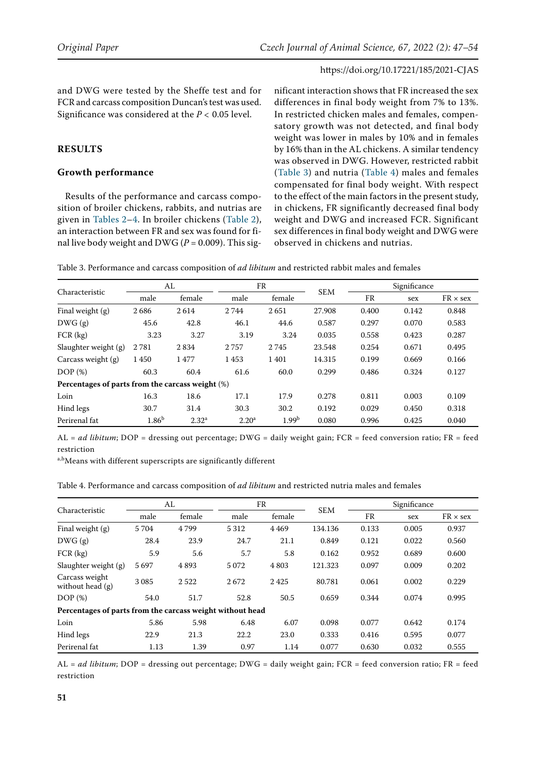and DWG were tested by the Sheffe test and for FCR and carcass composition Duncan's test was used. Significance was considered at the $P < 0.05$ level.

## RESULTS

### Growth performance

Results of the performance and carcass composition of broiler chickens, rabbits, and nutrias are given in Tables 2–4. In broiler chickens (Table 2), an interaction between FR and sex was found for final live body weight and DWG ($P = 0.009$). This significant interaction shows that FR increased the sex differences in final body weight from 7% to 13%. In restricted chicken males and females, compensatory growth was not detected, and final body weight was lower in males by 10% and in females by 16% than in the AL chickens. A similar tendency was observed in DWG. However, restricted rabbit (Table 3) and nutria (Table 4) males and females compensated for final body weight. With respect to the effect of the main factors in the present study, in chickens, FR significantly decreased final body weight and DWG and increased FCR. Significant sex differences in final body weight and DWG were observed in chickens and nutrias.

Table 3. Performance and carcass composition of *ad libitum* and restricted rabbit males and females

| Characteristic | AL | | FR | | SEM | Significance | | |
|---|---|---|---|---|---|---|---|---|
| | male | female | male | female | | FR | sex | FR × sex |
| Final weight (g) | 2 686 | 2 614 | 2 744 | 2 651 | 27.908 | 0.400 | 0.142 | 0.848 |
| DWG (g) | 45.6 | 42.8 | 46.1 | 44.6 | 0.587 | 0.297 | 0.070 | 0.583 |
| FCR (kg) | 3.23 | 3.27 | 3.19 | 3.24 | 0.035 | 0.558 | 0.423 | 0.287 |
| Slaughter weight (g) | 2 781 | 2 834 | 2 757 | 2 745 | 23.548 | 0.254 | 0.671 | 0.495 |
| Carcass weight (g) | 1 450 | 1 477 | 1 453 | 1 401 | 14.315 | 0.199 | 0.669 | 0.166 |
| DOP (%) | 60.3 | 60.4 | 61.6 | 60.0 | 0.299 | 0.486 | 0.324 | 0.127 |
| **Percentages of parts from the carcass weight** (%) | | | | | | | | |
| Loin | 16.3 | 18.6 | 17.1 | 17.9 | 0.278 | 0.811 | 0.003 | 0.109 |
| Hind legs | 30.7 | 31.4 | 30.3 | 30.2 | 0.192 | 0.029 | 0.450 | 0.318 |
| Perirenal fat | 1.86[b] | 2.32[a] | 2.20[a] | 1.99[b] | 0.080 | 0.996 | 0.425 | 0.040 |

AL = *ad libitum*; DOP = dressing out percentage; DWG = daily weight gain; FCR = feed conversion ratio; FR = feed restriction

[a,b]Means with different superscripts are significantly different

Table 4. Performance and carcass composition of *ad libitum* and restricted nutria males and females

| Characteristic | AL | | FR | | SEM | Significance | | |
|---|---|---|---|---|---|---|---|---|
| | male | female | male | female | | FR | sex | FR × sex |
| Final weight (g) | 5 704 | 4 799 | 5 312 | 4 469 | 134.136 | 0.133 | 0.005 | 0.937 |
| DWG (g) | 28.4 | 23.9 | 24.7 | 21.1 | 0.849 | 0.121 | 0.022 | 0.560 |
| FCR (kg) | 5.9 | 5.6 | 5.7 | 5.8 | 0.162 | 0.952 | 0.689 | 0.600 |
| Slaughter weight (g) | 5 697 | 4 893 | 5 072 | 4 803 | 121.323 | 0.097 | 0.009 | 0.202 |
| Carcass weight without head (g) | 3 085 | 2 522 | 2 672 | 2 425 | 80.781 | 0.061 | 0.002 | 0.229 |
| DOP (%) | 54.0 | 51.7 | 52.8 | 50.5 | 0.659 | 0.344 | 0.074 | 0.995 |
| **Percentages of parts from the carcass weight without head** | | | | | | | | |
| Loin | 5.86 | 5.98 | 6.48 | 6.07 | 0.098 | 0.077 | 0.642 | 0.174 |
| Hind legs | 22.9 | 21.3 | 22.2 | 23.0 | 0.333 | 0.416 | 0.595 | 0.077 |
| Perirenal fat | 1.13 | 1.39 | 0.97 | 1.14 | 0.077 | 0.630 | 0.032 | 0.555 |

AL = *ad libitum*; DOP = dressing out percentage; DWG = daily weight gain; FCR = feed conversion ratio; FR = feed restriction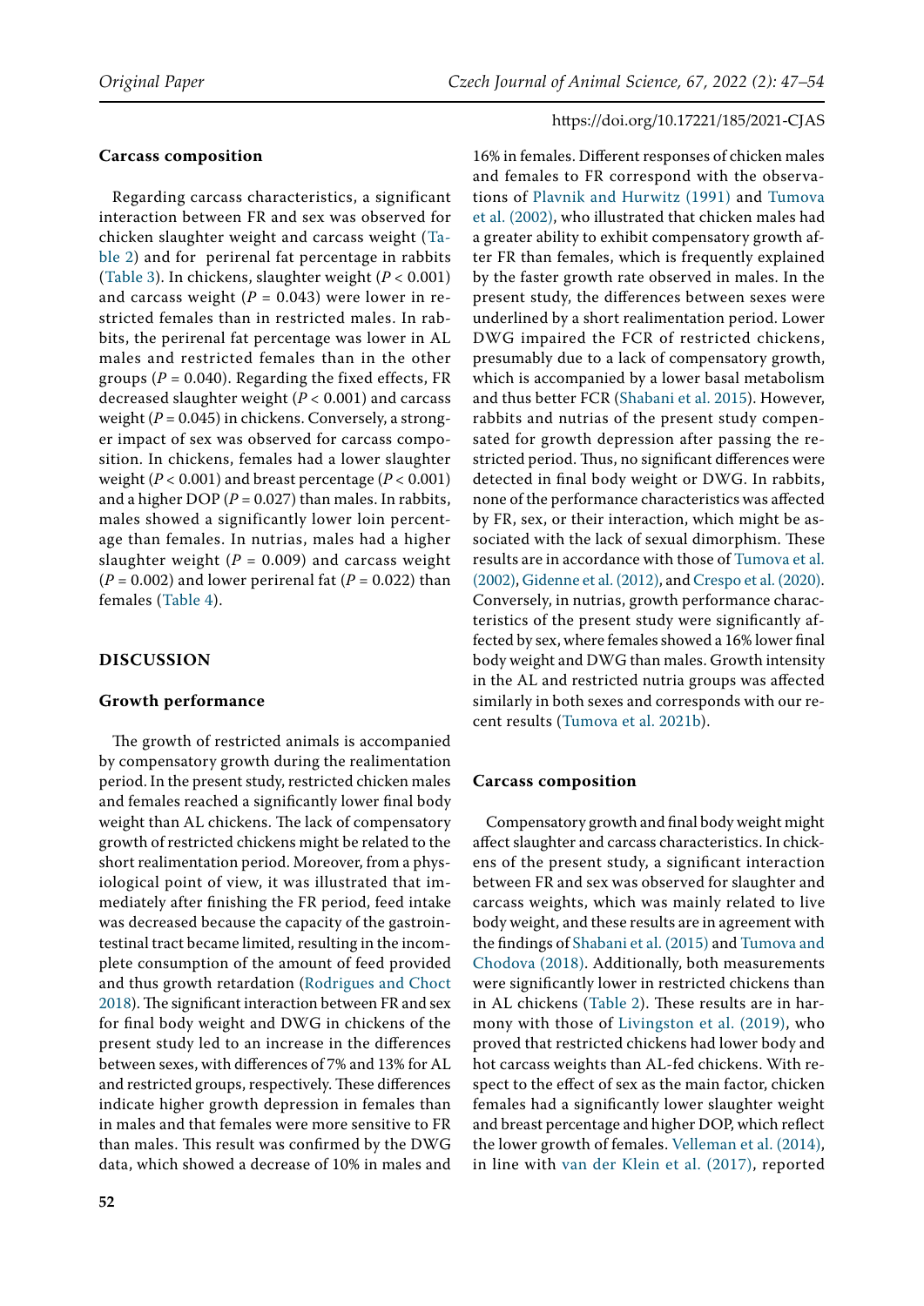### Carcass composition

Regarding carcass characteristics, a significant interaction between FR and sex was observed for chicken slaughter weight and carcass weight (Table 2) and for perirenal fat percentage in rabbits (Table 3). In chickens, slaughter weight ($P < 0.001$) and carcass weight ($P = 0.043$) were lower in restricted females than in restricted males. In rabbits, the perirenal fat percentage was lower in AL males and restricted females than in the other groups ($P = 0.040$). Regarding the fixed effects, FR decreased slaughter weight ($P < 0.001$) and carcass weight ($P = 0.045$) in chickens. Conversely, a stronger impact of sex was observed for carcass composition. In chickens, females had a lower slaughter weight ($P < 0.001$) and breast percentage ($P < 0.001$) and a higher DOP ($P = 0.027$) than males. In rabbits, males showed a significantly lower loin percentage than females. In nutrias, males had a higher slaughter weight ($P = 0.009$) and carcass weight ($P = 0.002$) and lower perirenal fat ($P = 0.022$) than females (Table 4).

## DISCUSSION

### Growth performance

The growth of restricted animals is accompanied by compensatory growth during the realimentation period. In the present study, restricted chicken males and females reached a significantly lower final body weight than AL chickens. The lack of compensatory growth of restricted chickens might be related to the short realimentation period. Moreover, from a physiological point of view, it was illustrated that immediately after finishing the FR period, feed intake was decreased because the capacity of the gastrointestinal tract became limited, resulting in the incomplete consumption of the amount of feed provided and thus growth retardation (Rodrigues and Choct 2018). The significant interaction between FR and sex for final body weight and DWG in chickens of the present study led to an increase in the differences between sexes, with differences of 7% and 13% for AL and restricted groups, respectively. These differences indicate higher growth depression in females than in males and that females were more sensitive to FR than males. This result was confirmed by the DWG data, which showed a decrease of 10% in males and 16% in females. Different responses of chicken males and females to FR correspond with the observations of Plavnik and Hurwitz (1991) and Tumova et al. (2002), who illustrated that chicken males had a greater ability to exhibit compensatory growth after FR than females, which is frequently explained by the faster growth rate observed in males. In the present study, the differences between sexes were underlined by a short realimentation period. Lower DWG impaired the FCR of restricted chickens, presumably due to a lack of compensatory growth, which is accompanied by a lower basal metabolism and thus better FCR (Shabani et al. 2015). However, rabbits and nutrias of the present study compensated for growth depression after passing the restricted period. Thus, no significant differences were detected in final body weight or DWG. In rabbits, none of the performance characteristics was affected by FR, sex, or their interaction, which might be associated with the lack of sexual dimorphism. These results are in accordance with those of Tumova et al. (2002), Gidenne et al. (2012), and Crespo et al. (2020). Conversely, in nutrias, growth performance characteristics of the present study were significantly affected by sex, where females showed a 16% lower final body weight and DWG than males. Growth intensity in the AL and restricted nutria groups was affected similarly in both sexes and corresponds with our recent results (Tumova et al. 2021b).

### Carcass composition

Compensatory growth and final body weight might affect slaughter and carcass characteristics. In chickens of the present study, a significant interaction between FR and sex was observed for slaughter and carcass weights, which was mainly related to live body weight, and these results are in agreement with the findings of Shabani et al. (2015) and Tumova and Chodova (2018). Additionally, both measurements were significantly lower in restricted chickens than in AL chickens (Table 2). These results are in harmony with those of Livingston et al. (2019), who proved that restricted chickens had lower body and hot carcass weights than AL-fed chickens. With respect to the effect of sex as the main factor, chicken females had a significantly lower slaughter weight and breast percentage and higher DOP, which reflect the lower growth of females. Velleman et al. (2014), in line with van der Klein et al. (2017), reported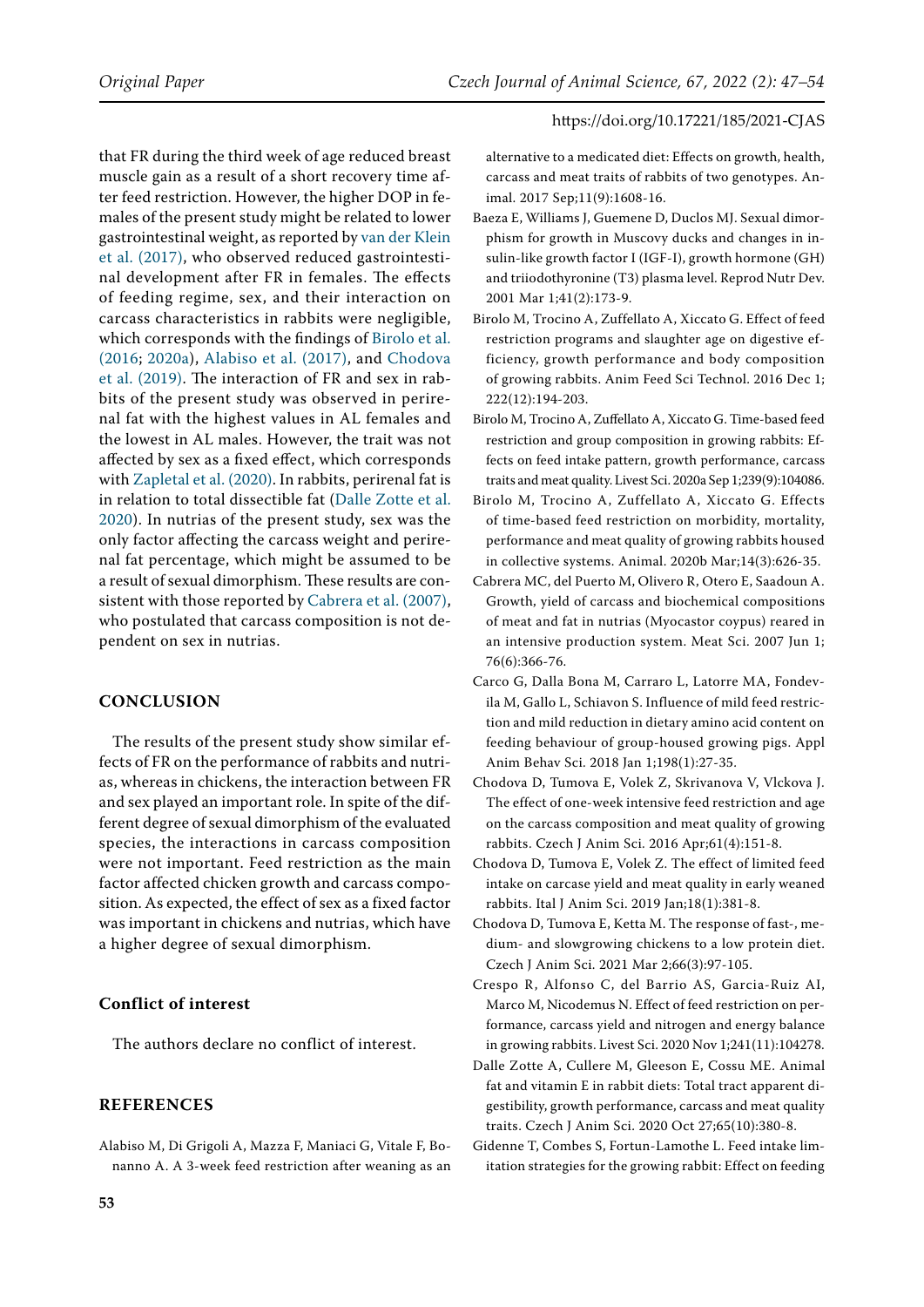that FR during the third week of age reduced breast muscle gain as a result of a short recovery time after feed restriction. However, the higher DOP in females of the present study might be related to lower gastrointestinal weight, as reported by van der Klein et al. (2017), who observed reduced gastrointestinal development after FR in females. The effects of feeding regime, sex, and their interaction on carcass characteristics in rabbits were negligible, which corresponds with the findings of Birolo et al. (2016; 2020a), Alabiso et al. (2017), and Chodova et al. (2019). The interaction of FR and sex in rabbits of the present study was observed in perirenal fat with the highest values in AL females and the lowest in AL males. However, the trait was not affected by sex as a fixed effect, which corresponds with Zapletal et al. (2020). In rabbits, perirenal fat is in relation to total dissectible fat (Dalle Zotte et al. 2020). In nutrias of the present study, sex was the only factor affecting the carcass weight and perirenal fat percentage, which might be assumed to be a result of sexual dimorphism. These results are consistent with those reported by Cabrera et al. (2007), who postulated that carcass composition is not dependent on sex in nutrias.

## CONCLUSION

The results of the present study show similar effects of FR on the performance of rabbits and nutrias, whereas in chickens, the interaction between FR and sex played an important role. In spite of the different degree of sexual dimorphism of the evaluated species, the interactions in carcass composition were not important. Feed restriction as the main factor affected chicken growth and carcass composition. As expected, the effect of sex as a fixed factor was important in chickens and nutrias, which have a higher degree of sexual dimorphism.

### Conflict of interest

The authors declare no conflict of interest.

## REFERENCES

Alabiso M, Di Grigoli A, Mazza F, Maniaci G, Vitale F, Bonanno A. A 3-week feed restriction after weaning as an alternative to a medicated diet: Effects on growth, health, carcass and meat traits of rabbits of two genotypes. Animal. 2017 Sep;11(9):1608-16.

Baeza E, Williams J, Guemene D, Duclos MJ. Sexual dimorphism for growth in Muscovy ducks and changes in insulin-like growth factor I (IGF-I), growth hormone (GH) and triiodothyronine (T3) plasma level. Reprod Nutr Dev. 2001 Mar 1;41(2):173-9.

Birolo M, Trocino A, Zuffellato A, Xiccato G. Effect of feed restriction programs and slaughter age on digestive efficiency, growth performance and body composition of growing rabbits. Anim Feed Sci Technol. 2016 Dec 1; 222(12):194-203.

Birolo M, Trocino A, Zuffellato A, Xiccato G. Time-based feed restriction and group composition in growing rabbits: Effects on feed intake pattern, growth performance, carcass traits and meat quality. Livest Sci. 2020a Sep 1;239(9):104086.

Birolo M, Trocino A, Zuffellato A, Xiccato G. Effects of time-based feed restriction on morbidity, mortality, performance and meat quality of growing rabbits housed in collective systems. Animal. 2020b Mar;14(3):626-35.

Cabrera MC, del Puerto M, Olivero R, Otero E, Saadoun A. Growth, yield of carcass and biochemical compositions of meat and fat in nutrias (Myocastor coypus) reared in an intensive production system. Meat Sci. 2007 Jun 1; 76(6):366-76.

Carco G, Dalla Bona M, Carraro L, Latorre MA, Fondevila M, Gallo L, Schiavon S. Influence of mild feed restriction and mild reduction in dietary amino acid content on feeding behaviour of group-housed growing pigs. Appl Anim Behav Sci. 2018 Jan 1;198(1):27-35.

Chodova D, Tumova E, Volek Z, Skrivanova V, Vlckova J. The effect of one-week intensive feed restriction and age on the carcass composition and meat quality of growing rabbits. Czech J Anim Sci. 2016 Apr;61(4):151-8.

Chodova D, Tumova E, Volek Z. The effect of limited feed intake on carcase yield and meat quality in early weaned rabbits. Ital J Anim Sci. 2019 Jan;18(1):381-8.

Chodova D, Tumova E, Ketta M. The response of fast-, medium- and slowgrowing chickens to a low protein diet. Czech J Anim Sci. 2021 Mar 2;66(3):97-105.

Crespo R, Alfonso C, del Barrio AS, Garcia-Ruiz AI, Marco M, Nicodemus N. Effect of feed restriction on performance, carcass yield and nitrogen and energy balance in growing rabbits. Livest Sci. 2020 Nov 1;241(11):104278.

Dalle Zotte A, Cullere M, Gleeson E, Cossu ME. Animal fat and vitamin E in rabbit diets: Total tract apparent digestibility, growth performance, carcass and meat quality traits. Czech J Anim Sci. 2020 Oct 27;65(10):380-8.

Gidenne T, Combes S, Fortun-Lamothe L. Feed intake limitation strategies for the growing rabbit: Effect on feeding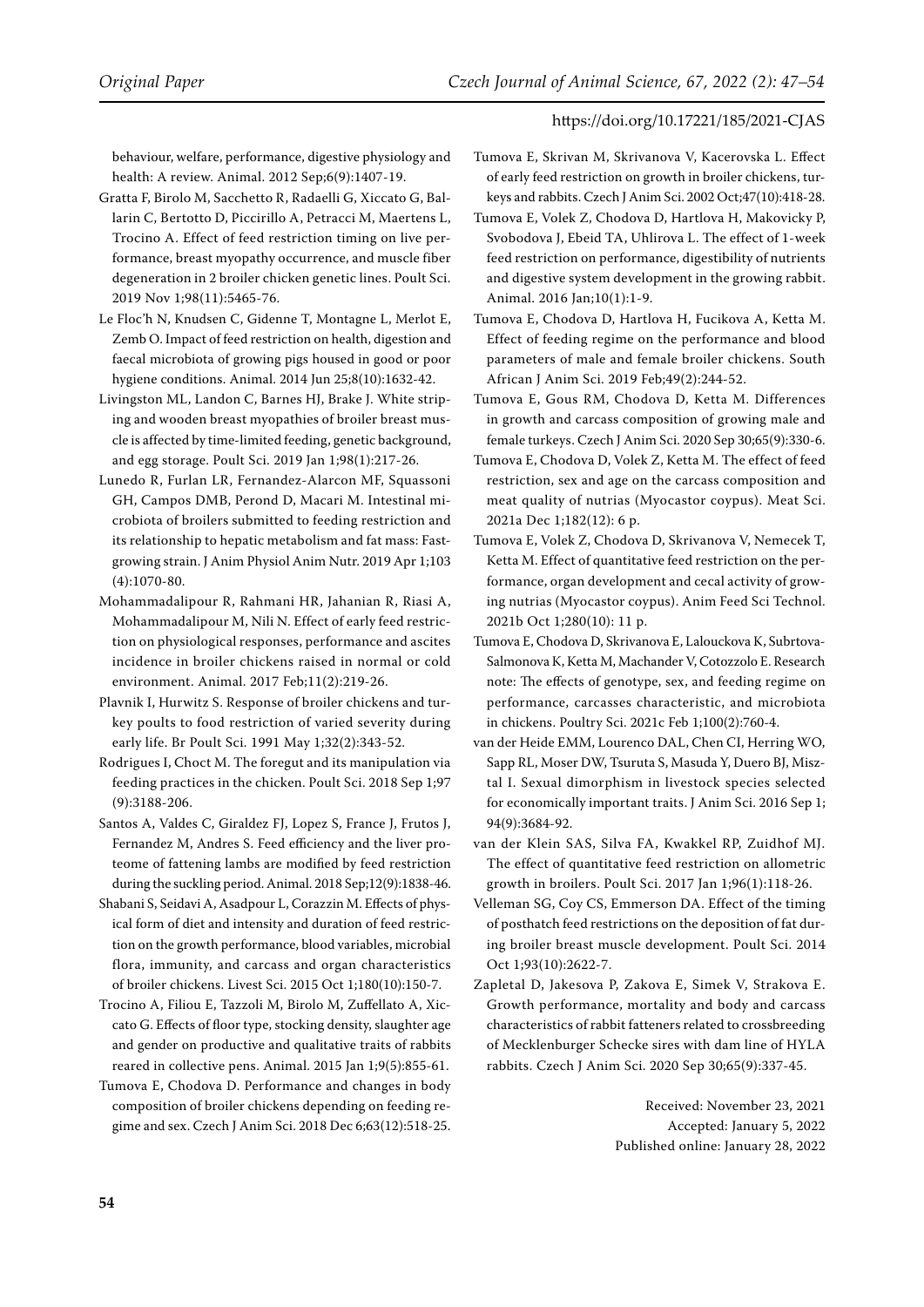behaviour, welfare, performance, digestive physiology and health: A review. Animal. 2012 Sep;6(9):1407-19.

Gratta F, Birolo M, Sacchetto R, Radaelli G, Xiccato G, Ballarin C, Bertotto D, Piccirillo A, Petracci M, Maertens L, Trocino A. Effect of feed restriction timing on live performance, breast myopathy occurrence, and muscle fiber degeneration in 2 broiler chicken genetic lines. Poult Sci. 2019 Nov 1;98(11):5465-76.

Le Floc'h N, Knudsen C, Gidenne T, Montagne L, Merlot E, Zemb O. Impact of feed restriction on health, digestion and faecal microbiota of growing pigs housed in good or poor hygiene conditions. Animal. 2014 Jun 25;8(10):1632-42.

Livingston ML, Landon C, Barnes HJ, Brake J. White striping and wooden breast myopathies of broiler breast muscle is affected by time-limited feeding, genetic background, and egg storage. Poult Sci. 2019 Jan 1;98(1):217-26.

Lunedo R, Furlan LR, Fernandez-Alarcon MF, Squassoni GH, Campos DMB, Perond D, Macari M. Intestinal microbiota of broilers submitted to feeding restriction and its relationship to hepatic metabolism and fat mass: Fast-growing strain. J Anim Physiol Anim Nutr. 2019 Apr 1;103 (4):1070-80.

Mohammadalipour R, Rahmani HR, Jahanian R, Riasi A, Mohammadalipour M, Nili N. Effect of early feed restriction on physiological responses, performance and ascites incidence in broiler chickens raised in normal or cold environment. Animal. 2017 Feb;11(2):219-26.

Plavnik I, Hurwitz S. Response of broiler chickens and turkey poults to food restriction of varied severity during early life. Br Poult Sci. 1991 May 1;32(2):343-52.

Rodrigues I, Choct M. The foregut and its manipulation via feeding practices in the chicken. Poult Sci. 2018 Sep 1;97 (9):3188-206.

Santos A, Valdes C, Giraldez FJ, Lopez S, France J, Frutos J, Fernandez M, Andres S. Feed efficiency and the liver proteome of fattening lambs are modified by feed restriction during the suckling period. Animal. 2018 Sep;12(9):1838-46.

Shabani S, Seidavi A, Asadpour L, Corazzin M. Effects of physical form of diet and intensity and duration of feed restriction on the growth performance, blood variables, microbial flora, immunity, and carcass and organ characteristics of broiler chickens. Livest Sci. 2015 Oct 1;180(10):150-7.

Trocino A, Filiou E, Tazzoli M, Birolo M, Zuffellato A, Xiccato G. Effects of floor type, stocking density, slaughter age and gender on productive and qualitative traits of rabbits reared in collective pens. Animal. 2015 Jan 1;9(5):855-61.

Tumova E, Chodova D. Performance and changes in body composition of broiler chickens depending on feeding regime and sex. Czech J Anim Sci. 2018 Dec 6;63(12):518-25.

Tumova E, Skrivan M, Skrivanova V, Kacerovska L. Effect of early feed restriction on growth in broiler chickens, turkeys and rabbits. Czech J Anim Sci. 2002 Oct;47(10):418-28.

Tumova E, Volek Z, Chodova D, Hartlova H, Makovicky P, Svobodova J, Ebeid TA, Uhlirova L. The effect of 1-week feed restriction on performance, digestibility of nutrients and digestive system development in the growing rabbit. Animal. 2016 Jan;10(1):1-9.

Tumova E, Chodova D, Hartlova H, Fucikova A, Ketta M. Effect of feeding regime on the performance and blood parameters of male and female broiler chickens. South African J Anim Sci. 2019 Feb;49(2):244-52.

Tumova E, Gous RM, Chodova D, Ketta M. Differences in growth and carcass composition of growing male and female turkeys. Czech J Anim Sci. 2020 Sep 30;65(9):330-6.

Tumova E, Chodova D, Volek Z, Ketta M. The effect of feed restriction, sex and age on the carcass composition and meat quality of nutrias (Myocastor coypus). Meat Sci. 2021a Dec 1;182(12): 6 p.

Tumova E, Volek Z, Chodova D, Skrivanova V, Nemecek T, Ketta M. Effect of quantitative feed restriction on the performance, organ development and cecal activity of growing nutrias (Myocastor coypus). Anim Feed Sci Technol. 2021b Oct 1;280(10): 11 p.

Tumova E, Chodova D, Skrivanova E, Lalouckova K, Subrtova-Salmonova K, Ketta M, Machander V, Cotozzolo E. Research note: The effects of genotype, sex, and feeding regime on performance, carcasses characteristic, and microbiota in chickens. Poultry Sci. 2021c Feb 1;100(2):760-4.

van der Heide EMM, Lourenco DAL, Chen CI, Herring WO, Sapp RL, Moser DW, Tsuruta S, Masuda Y, Duero BJ, Misztal I. Sexual dimorphism in livestock species selected for economically important traits. J Anim Sci. 2016 Sep 1; 94(9):3684-92.

van der Klein SAS, Silva FA, Kwakkel RP, Zuidhof MJ. The effect of quantitative feed restriction on allometric growth in broilers. Poult Sci. 2017 Jan 1;96(1):118-26.

Velleman SG, Coy CS, Emmerson DA. Effect of the timing of posthatch feed restrictions on the deposition of fat during broiler breast muscle development. Poult Sci. 2014 Oct 1;93(10):2622-7.

Zapletal D, Jakesova P, Zakova E, Simek V, Strakova E. Growth performance, mortality and body and carcass characteristics of rabbit fatteners related to crossbreeding of Mecklenburger Schecke sires with dam line of HYLA rabbits. Czech J Anim Sci. 2020 Sep 30;65(9):337-45.

Received: November 23, 2021
Accepted: January 5, 2022
Published online: January 28, 2022